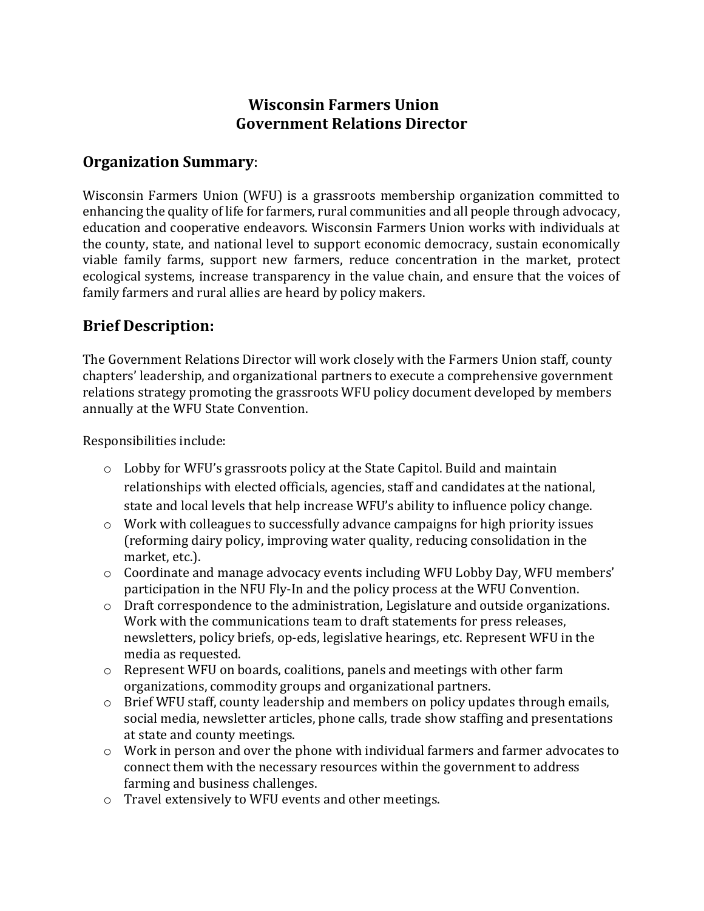# Wisconsin Farmers Union
## Government Relations Director

## Organization Summary:

Wisconsin Farmers Union (WFU) is a grassroots membership organization committed to enhancing the quality of life for farmers, rural communities and all people through advocacy, education and cooperative endeavors. Wisconsin Farmers Union works with individuals at the county, state, and national level to support economic democracy, sustain economically viable family farms, support new farmers, reduce concentration in the market, protect ecological systems, increase transparency in the value chain, and ensure that the voices of family farmers and rural allies are heard by policy makers.

## Brief Description:

The Government Relations Director will work closely with the Farmers Union staff, county chapters' leadership, and organizational partners to execute a comprehensive government relations strategy promoting the grassroots WFU policy document developed by members annually at the WFU State Convention.

Responsibilities include:

- Lobby for WFU's grassroots policy at the State Capitol. Build and maintain relationships with elected officials, agencies, staff and candidates at the national, state and local levels that help increase WFU's ability to influence policy change.
- Work with colleagues to successfully advance campaigns for high priority issues (reforming dairy policy, improving water quality, reducing consolidation in the market, etc.).
- Coordinate and manage advocacy events including WFU Lobby Day, WFU members' participation in the NFU Fly-In and the policy process at the WFU Convention.
- Draft correspondence to the administration, Legislature and outside organizations. Work with the communications team to draft statements for press releases, newsletters, policy briefs, op-eds, legislative hearings, etc. Represent WFU in the media as requested.
- Represent WFU on boards, coalitions, panels and meetings with other farm organizations, commodity groups and organizational partners.
- Brief WFU staff, county leadership and members on policy updates through emails, social media, newsletter articles, phone calls, trade show staffing and presentations at state and county meetings.
- Work in person and over the phone with individual farmers and farmer advocates to connect them with the necessary resources within the government to address farming and business challenges.
- Travel extensively to WFU events and other meetings.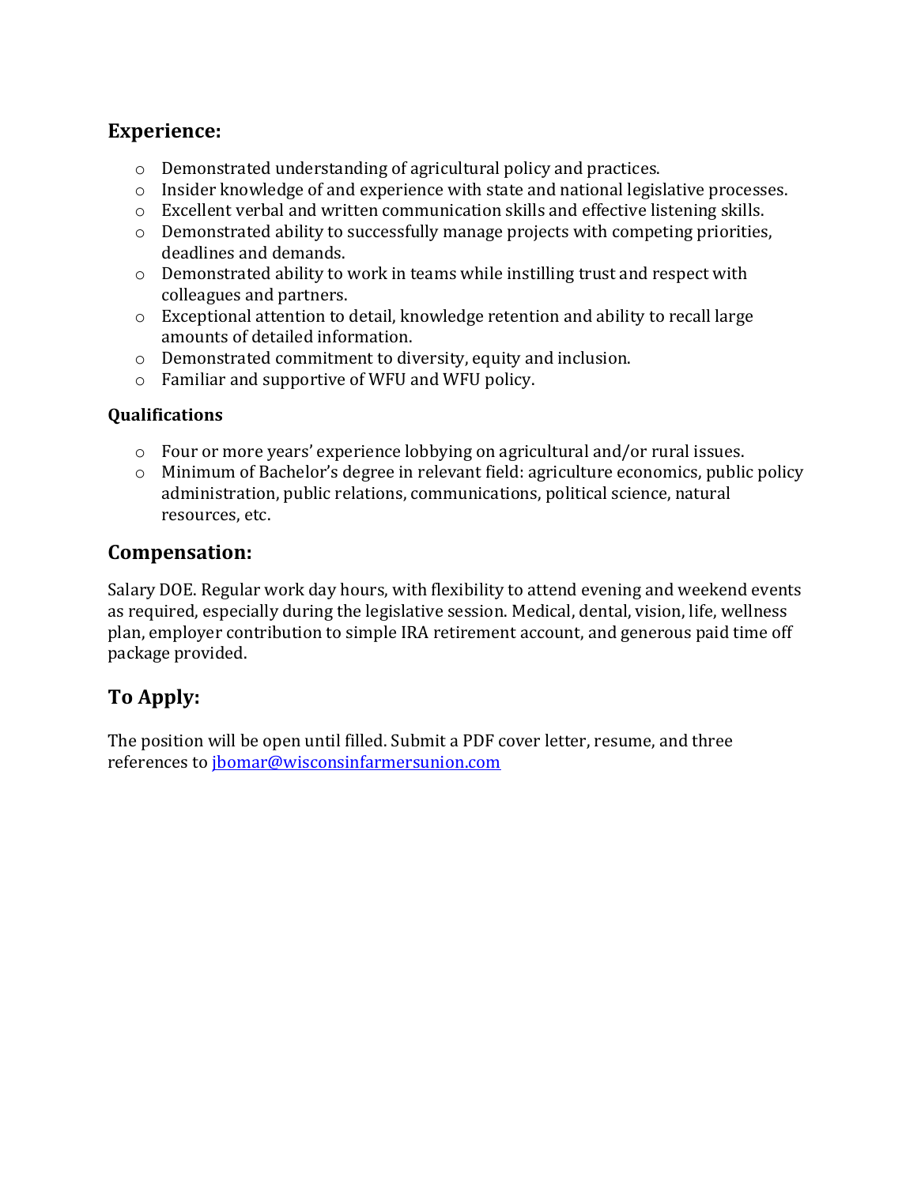## Experience:

- Demonstrated understanding of agricultural policy and practices.
- Insider knowledge of and experience with state and national legislative processes.
- Excellent verbal and written communication skills and effective listening skills.
- Demonstrated ability to successfully manage projects with competing priorities, deadlines and demands.
- Demonstrated ability to work in teams while instilling trust and respect with colleagues and partners.
- Exceptional attention to detail, knowledge retention and ability to recall large amounts of detailed information.
- Demonstrated commitment to diversity, equity and inclusion.
- Familiar and supportive of WFU and WFU policy.

### Qualifications

- Four or more years' experience lobbying on agricultural and/or rural issues.
- Minimum of Bachelor's degree in relevant field: agriculture economics, public policy administration, public relations, communications, political science, natural resources, etc.

## Compensation:

Salary DOE. Regular work day hours, with flexibility to attend evening and weekend events as required, especially during the legislative session. Medical, dental, vision, life, wellness plan, employer contribution to simple IRA retirement account, and generous paid time off package provided.

## To Apply:

The position will be open until filled. Submit a PDF cover letter, resume, and three references to jbomar@wisconsinfarmersunion.com